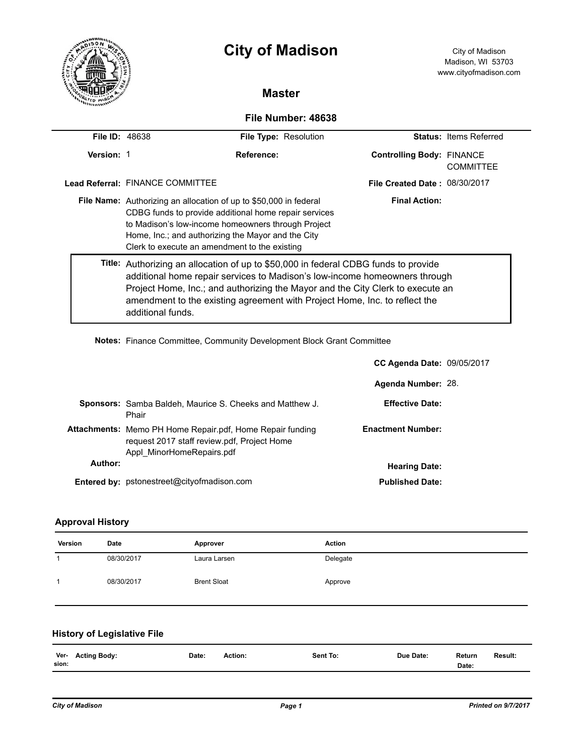# City of Madison

City of Madison
Madison, WI 53703
www.cityofmadison.com

## Master

### File Number: 48638

**File ID:** 48638

**File Type:** Resolution

**Status:** Items Referred

**Version:** 1

**Reference:**

**Controlling Body:** FINANCE COMMITTEE

**Lead Referral:** FINANCE COMMITTEE

**File Created Date :** 08/30/2017

**File Name:** Authorizing an allocation of up to $50,000 in federal CDBG funds to provide additional home repair services to Madison's low-income homeowners through Project Home, Inc.; and authorizing the Mayor and the City Clerk to execute an amendment to the existing

**Final Action:**

**Title:** Authorizing an allocation of up to $50,000 in federal CDBG funds to provide additional home repair services to Madison's low-income homeowners through Project Home, Inc.; and authorizing the Mayor and the City Clerk to execute an amendment to the existing agreement with Project Home, Inc. to reflect the additional funds.

**Notes:** Finance Committee, Community Development Block Grant Committee

**CC Agenda Date:** 09/05/2017

**Agenda Number:** 28.

**Sponsors:** Samba Baldeh, Maurice S. Cheeks and Matthew J. Phair

**Effective Date:**

**Attachments:** Memo PH Home Repair.pdf, Home Repair funding request 2017 staff review.pdf, Project Home Appl_MinorHomeRepairs.pdf

**Enactment Number:**

**Author:**

**Hearing Date:**

**Entered by:** pstonestreet@cityofmadison.com

**Published Date:**

## Approval History

| Version | Date | Approver | Action |
|---|---|---|---|
| 1 | 08/30/2017 | Laura Larsen | Delegate |
| 1 | 08/30/2017 | Brent Sloat | Approve |

## History of Legislative File

| Ver-sion: | Acting Body: | Date: | Action: | Sent To: | Due Date: | Return Date: | Result: |
|---|---|---|---|---|---|---|---|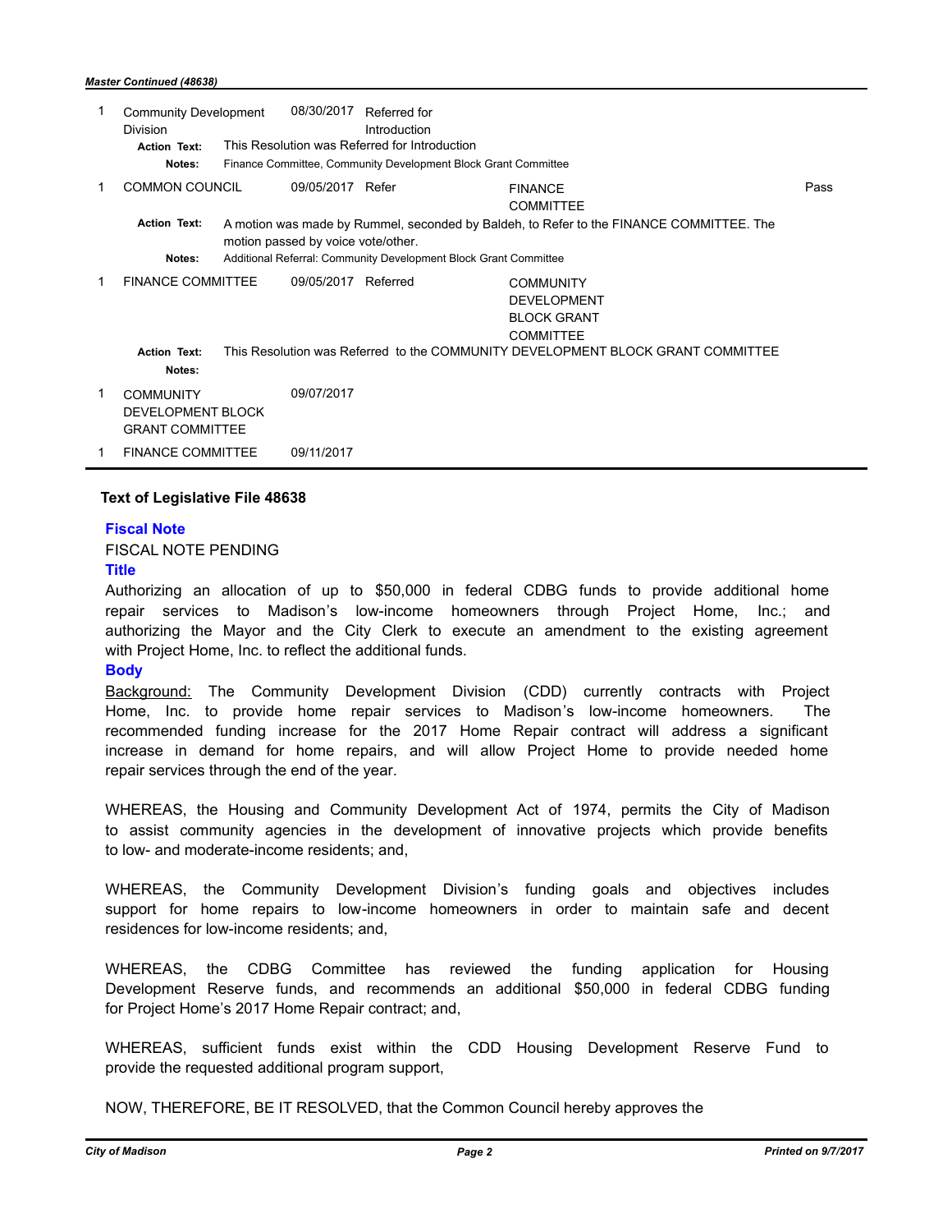*Master Continued (48638)*

| Ver. | Acting Body | Date | Action | Sent To | Result |
|---|---|---|---|---|---|
| 1 | Community Development Division | 08/30/2017 | Referred for Introduction | | |
| | **Action Text:** This Resolution was Referred for Introduction | | | | |
| | **Notes:** Finance Committee, Community Development Block Grant Committee | | | | |
| 1 | COMMON COUNCIL | 09/05/2017 | Refer | FINANCE COMMITTEE | Pass |
| | **Action Text:** A motion was made by Rummel, seconded by Baldeh, to Refer to the FINANCE COMMITTEE. The motion passed by voice vote/other. | | | | |
| | **Notes:** Additional Referral: Community Development Block Grant Committee | | | | |
| 1 | FINANCE COMMITTEE | 09/05/2017 | Referred | COMMUNITY DEVELOPMENT BLOCK GRANT COMMITTEE | |
| | **Action Text:** This Resolution was Referred to the COMMUNITY DEVELOPMENT BLOCK GRANT COMMITTEE | | | | |
| | **Notes:** | | | | |
| 1 | COMMUNITY DEVELOPMENT BLOCK GRANT COMMITTEE | 09/07/2017 | | | |
| 1 | FINANCE COMMITTEE | 09/11/2017 | | | |

## Text of Legislative File 48638

### Fiscal Note

FISCAL NOTE PENDING

### Title

Authorizing an allocation of up to $50,000 in federal CDBG funds to provide additional home repair services to Madison's low-income homeowners through Project Home, Inc.; and authorizing the Mayor and the City Clerk to execute an amendment to the existing agreement with Project Home, Inc. to reflect the additional funds.

### Body

Background: The Community Development Division (CDD) currently contracts with Project Home, Inc. to provide home repair services to Madison's low-income homeowners. The recommended funding increase for the 2017 Home Repair contract will address a significant increase in demand for home repairs, and will allow Project Home to provide needed home repair services through the end of the year.

WHEREAS, the Housing and Community Development Act of 1974, permits the City of Madison to assist community agencies in the development of innovative projects which provide benefits to low- and moderate-income residents; and,

WHEREAS, the Community Development Division's funding goals and objectives includes support for home repairs to low-income homeowners in order to maintain safe and decent residences for low-income residents; and,

WHEREAS, the CDBG Committee has reviewed the funding application for Housing Development Reserve funds, and recommends an additional $50,000 in federal CDBG funding for Project Home's 2017 Home Repair contract; and,

WHEREAS, sufficient funds exist within the CDD Housing Development Reserve Fund to provide the requested additional program support,

NOW, THEREFORE, BE IT RESOLVED, that the Common Council hereby approves the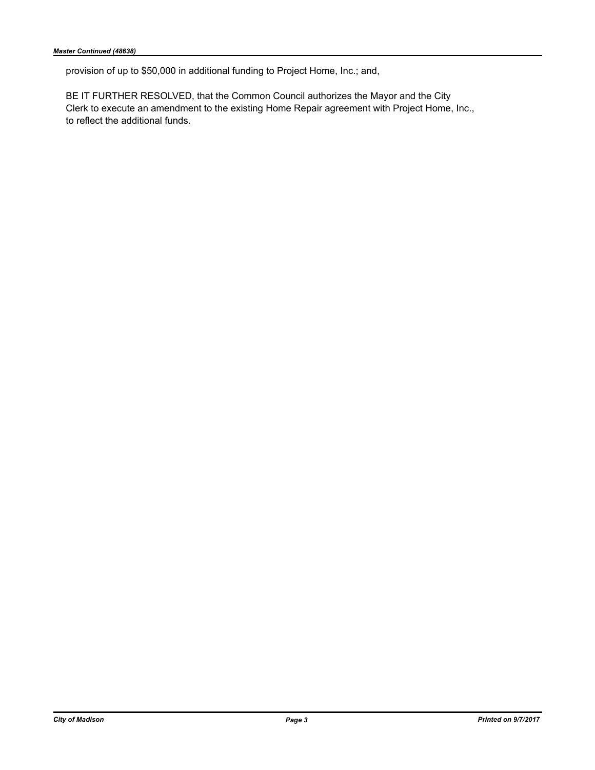provision of up to $50,000 in additional funding to Project Home, Inc.; and,

BE IT FURTHER RESOLVED, that the Common Council authorizes the Mayor and the City Clerk to execute an amendment to the existing Home Repair agreement with Project Home, Inc., to reflect the additional funds.